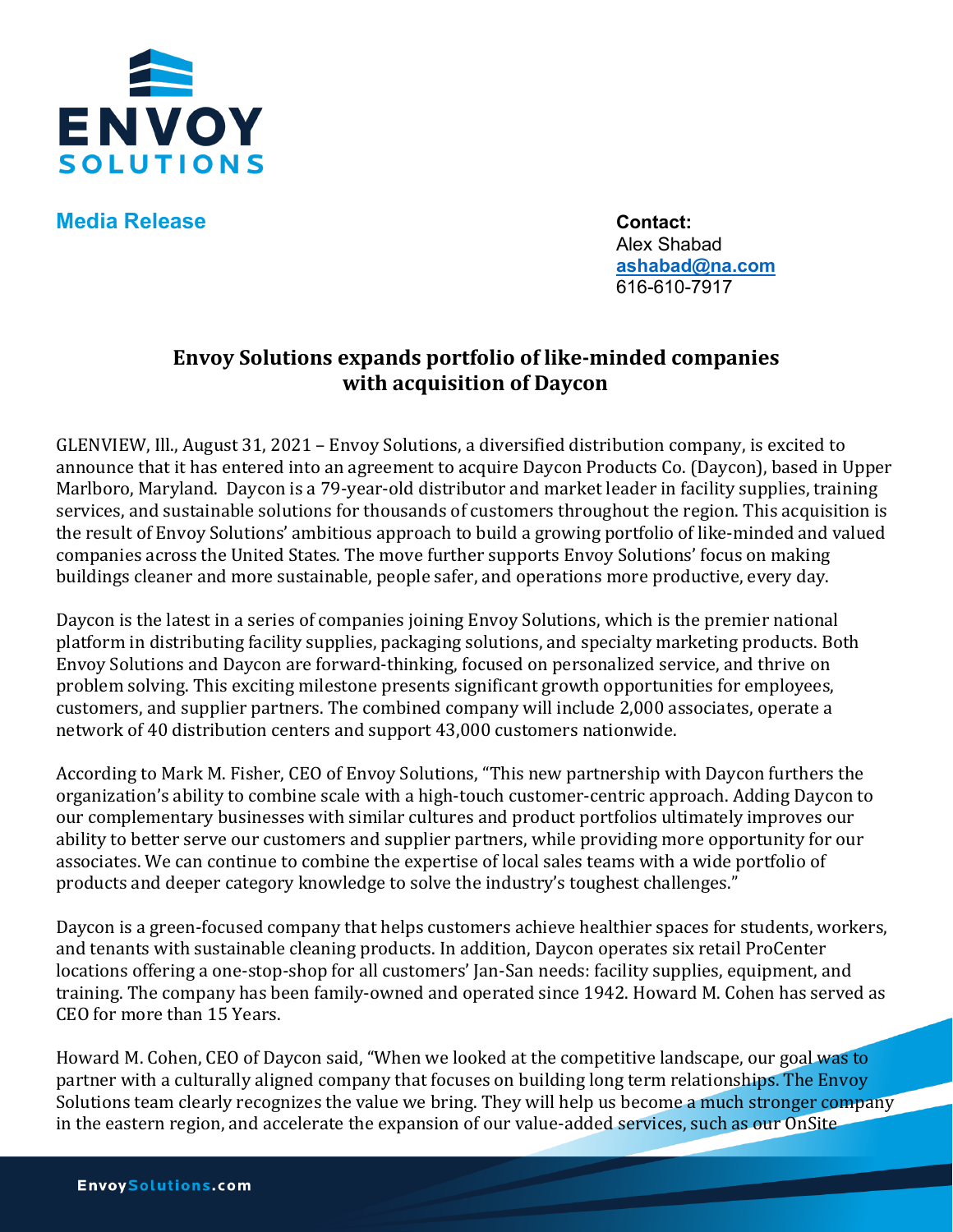**Media Release**

**Contact:**
Alex Shabad
ashabad@na.com
616-610-7917

# Envoy Solutions expands portfolio of like-minded companies with acquisition of Daycon

GLENVIEW, Ill., August 31, 2021 – Envoy Solutions, a diversified distribution company, is excited to announce that it has entered into an agreement to acquire Daycon Products Co. (Daycon), based in Upper Marlboro, Maryland. Daycon is a 79-year-old distributor and market leader in facility supplies, training services, and sustainable solutions for thousands of customers throughout the region. This acquisition is the result of Envoy Solutions' ambitious approach to build a growing portfolio of like-minded and valued companies across the United States. The move further supports Envoy Solutions' focus on making buildings cleaner and more sustainable, people safer, and operations more productive, every day.

Daycon is the latest in a series of companies joining Envoy Solutions, which is the premier national platform in distributing facility supplies, packaging solutions, and specialty marketing products. Both Envoy Solutions and Daycon are forward-thinking, focused on personalized service, and thrive on problem solving. This exciting milestone presents significant growth opportunities for employees, customers, and supplier partners. The combined company will include 2,000 associates, operate a network of 40 distribution centers and support 43,000 customers nationwide.

According to Mark M. Fisher, CEO of Envoy Solutions, "This new partnership with Daycon furthers the organization's ability to combine scale with a high-touch customer-centric approach. Adding Daycon to our complementary businesses with similar cultures and product portfolios ultimately improves our ability to better serve our customers and supplier partners, while providing more opportunity for our associates. We can continue to combine the expertise of local sales teams with a wide portfolio of products and deeper category knowledge to solve the industry's toughest challenges."

Daycon is a green-focused company that helps customers achieve healthier spaces for students, workers, and tenants with sustainable cleaning products. In addition, Daycon operates six retail ProCenter locations offering a one-stop-shop for all customers' Jan-San needs: facility supplies, equipment, and training. The company has been family-owned and operated since 1942. Howard M. Cohen has served as CEO for more than 15 Years.

Howard M. Cohen, CEO of Daycon said, "When we looked at the competitive landscape, our goal was to partner with a culturally aligned company that focuses on building long term relationships. The Envoy Solutions team clearly recognizes the value we bring. They will help us become a much stronger company in the eastern region, and accelerate the expansion of our value-added services, such as our OnSite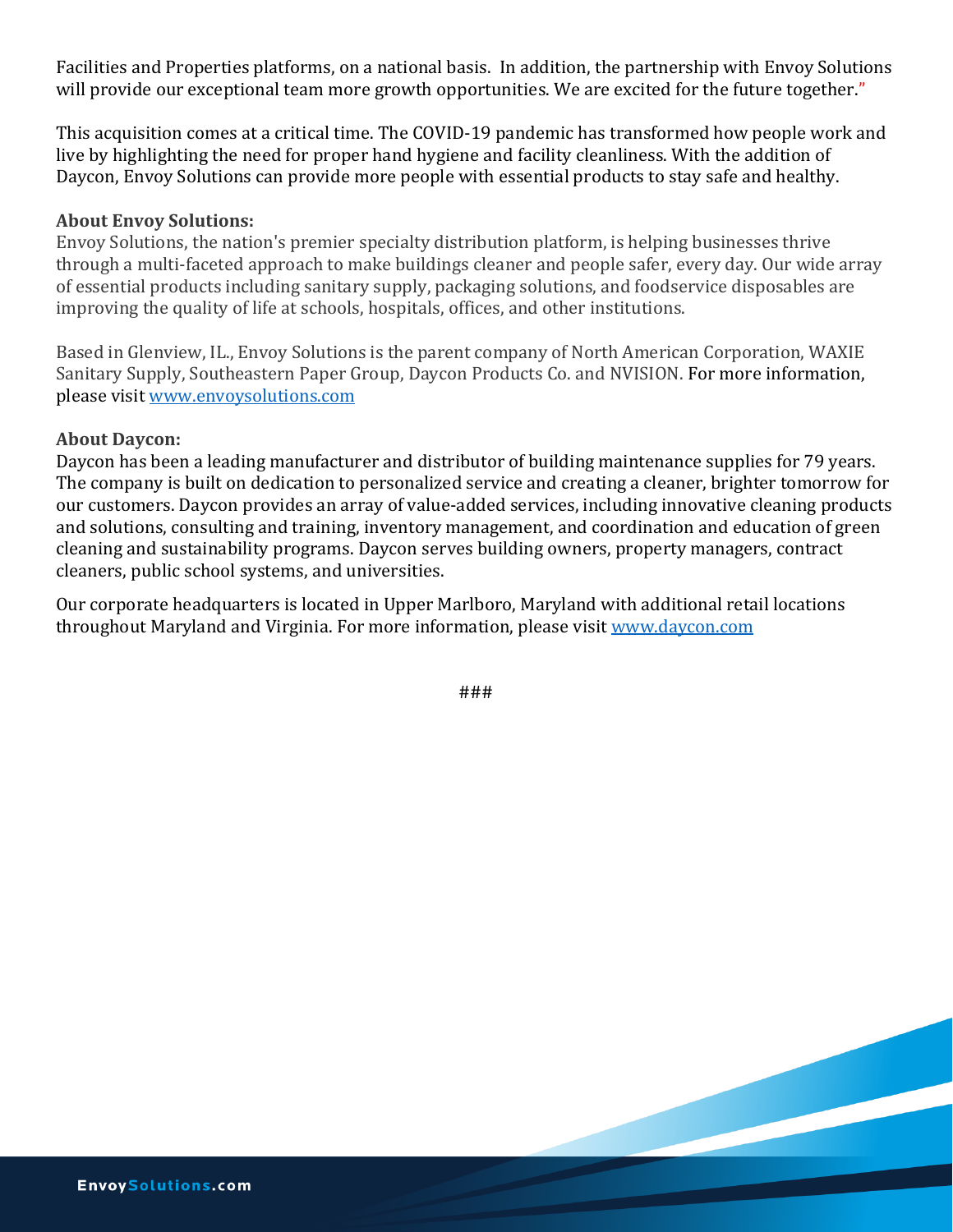Facilities and Properties platforms, on a national basis. In addition, the partnership with Envoy Solutions will provide our exceptional team more growth opportunities. We are excited for the future together."

This acquisition comes at a critical time. The COVID-19 pandemic has transformed how people work and live by highlighting the need for proper hand hygiene and facility cleanliness. With the addition of Daycon, Envoy Solutions can provide more people with essential products to stay safe and healthy.

**About Envoy Solutions:**

Envoy Solutions, the nation's premier specialty distribution platform, is helping businesses thrive through a multi-faceted approach to make buildings cleaner and people safer, every day. Our wide array of essential products including sanitary supply, packaging solutions, and foodservice disposables are improving the quality of life at schools, hospitals, offices, and other institutions.

Based in Glenview, IL., Envoy Solutions is the parent company of North American Corporation, WAXIE Sanitary Supply, Southeastern Paper Group, Daycon Products Co. and NVISION. For more information, please visit [www.envoysolutions.com](http://www.envoysolutions.com)

**About Daycon:**

Daycon has been a leading manufacturer and distributor of building maintenance supplies for 79 years. The company is built on dedication to personalized service and creating a cleaner, brighter tomorrow for our customers. Daycon provides an array of value-added services, including innovative cleaning products and solutions, consulting and training, inventory management, and coordination and education of green cleaning and sustainability programs. Daycon serves building owners, property managers, contract cleaners, public school systems, and universities.

Our corporate headquarters is located in Upper Marlboro, Maryland with additional retail locations throughout Maryland and Virginia. For more information, please visit [www.daycon.com](http://www.daycon.com)

###